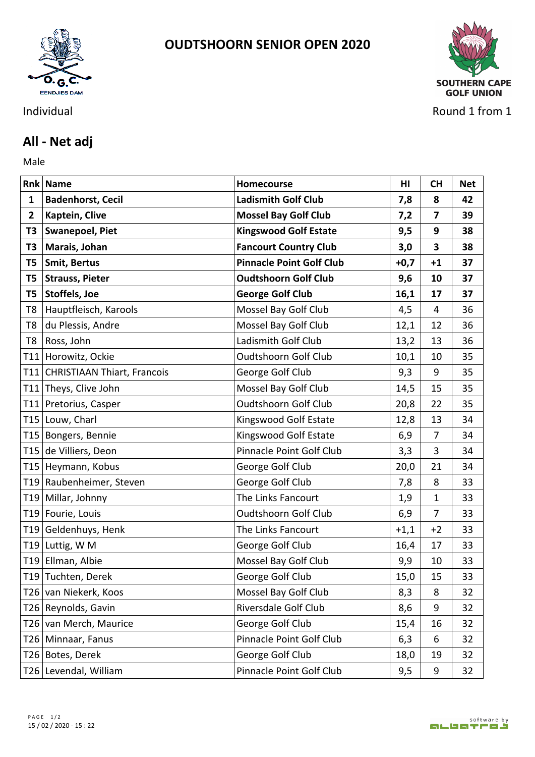# OUDTSHOORN SENIOR OPEN 2020

Individual

Round 1 from 1

## All - Net adj

Male

| Rnk | Name | Homecourse | HI | CH | Net |
|---|---|---|---|---|---|
| **1** | **Badenhorst, Cecil** | **Ladismith Golf Club** | **7,8** | **8** | **42** |
| **2** | **Kaptein, Clive** | **Mossel Bay Golf Club** | **7,2** | **7** | **39** |
| **T3** | **Swanepoel, Piet** | **Kingswood Golf Estate** | **9,5** | **9** | **38** |
| **T3** | **Marais, Johan** | **Fancourt Country Club** | **3,0** | **3** | **38** |
| **T5** | **Smit, Bertus** | **Pinnacle Point Golf Club** | **+0,7** | **+1** | **37** |
| **T5** | **Strauss, Pieter** | **Oudtshoorn Golf Club** | **9,6** | **10** | **37** |
| **T5** | **Stoffels, Joe** | **George Golf Club** | **16,1** | **17** | **37** |
| T8 | Hauptfleisch, Karools | Mossel Bay Golf Club | 4,5 | 4 | 36 |
| T8 | du Plessis, Andre | Mossel Bay Golf Club | 12,1 | 12 | 36 |
| T8 | Ross, John | Ladismith Golf Club | 13,2 | 13 | 36 |
| T11 | Horowitz, Ockie | Oudtshoorn Golf Club | 10,1 | 10 | 35 |
| T11 | CHRISTIAAN Thiart, Francois | George Golf Club | 9,3 | 9 | 35 |
| T11 | Theys, Clive John | Mossel Bay Golf Club | 14,5 | 15 | 35 |
| T11 | Pretorius, Casper | Oudtshoorn Golf Club | 20,8 | 22 | 35 |
| T15 | Louw, Charl | Kingswood Golf Estate | 12,8 | 13 | 34 |
| T15 | Bongers, Bennie | Kingswood Golf Estate | 6,9 | 7 | 34 |
| T15 | de Villiers, Deon | Pinnacle Point Golf Club | 3,3 | 3 | 34 |
| T15 | Heymann, Kobus | George Golf Club | 20,0 | 21 | 34 |
| T19 | Raubenheimer, Steven | George Golf Club | 7,8 | 8 | 33 |
| T19 | Millar, Johnny | The Links Fancourt | 1,9 | 1 | 33 |
| T19 | Fourie, Louis | Oudtshoorn Golf Club | 6,9 | 7 | 33 |
| T19 | Geldenhuys, Henk | The Links Fancourt | +1,1 | +2 | 33 |
| T19 | Luttig, W M | George Golf Club | 16,4 | 17 | 33 |
| T19 | Ellman, Albie | Mossel Bay Golf Club | 9,9 | 10 | 33 |
| T19 | Tuchten, Derek | George Golf Club | 15,0 | 15 | 33 |
| T26 | van Niekerk, Koos | Mossel Bay Golf Club | 8,3 | 8 | 32 |
| T26 | Reynolds, Gavin | Riversdale Golf Club | 8,6 | 9 | 32 |
| T26 | van Merch, Maurice | George Golf Club | 15,4 | 16 | 32 |
| T26 | Minnaar, Fanus | Pinnacle Point Golf Club | 6,3 | 6 | 32 |
| T26 | Botes, Derek | George Golf Club | 18,0 | 19 | 32 |
| T26 | Levendal, William | Pinnacle Point Golf Club | 9,5 | 9 | 32 |

15 / 02 / 2020 - 15 : 22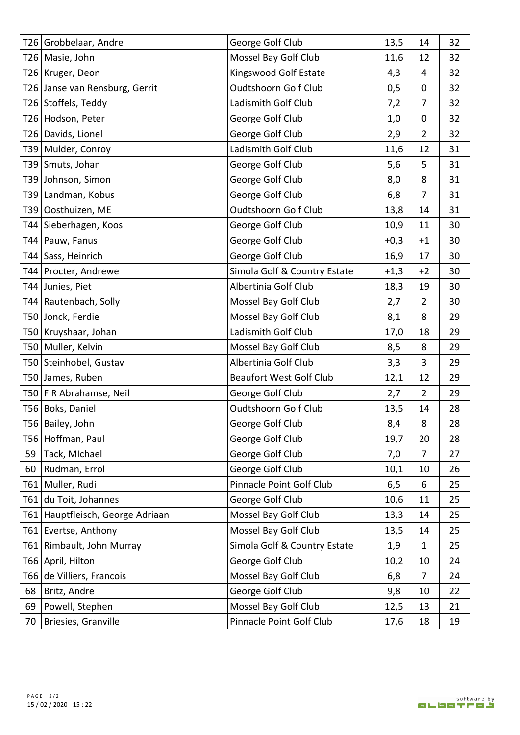| | | | | | |
|---|---|---|---|---|---|
| T26 | Grobbelaar, Andre | George Golf Club | 13,5 | 14 | 32 |
| T26 | Masie, John | Mossel Bay Golf Club | 11,6 | 12 | 32 |
| T26 | Kruger, Deon | Kingswood Golf Estate | 4,3 | 4 | 32 |
| T26 | Janse van Rensburg, Gerrit | Oudtshoorn Golf Club | 0,5 | 0 | 32 |
| T26 | Stoffels, Teddy | Ladismith Golf Club | 7,2 | 7 | 32 |
| T26 | Hodson, Peter | George Golf Club | 1,0 | 0 | 32 |
| T26 | Davids, Lionel | George Golf Club | 2,9 | 2 | 32 |
| T39 | Mulder, Conroy | Ladismith Golf Club | 11,6 | 12 | 31 |
| T39 | Smuts, Johan | George Golf Club | 5,6 | 5 | 31 |
| T39 | Johnson, Simon | George Golf Club | 8,0 | 8 | 31 |
| T39 | Landman, Kobus | George Golf Club | 6,8 | 7 | 31 |
| T39 | Oosthuizen, ME | Oudtshoorn Golf Club | 13,8 | 14 | 31 |
| T44 | Sieberhagen, Koos | George Golf Club | 10,9 | 11 | 30 |
| T44 | Pauw, Fanus | George Golf Club | +0,3 | +1 | 30 |
| T44 | Sass, Heinrich | George Golf Club | 16,9 | 17 | 30 |
| T44 | Procter, Andrewe | Simola Golf & Country Estate | +1,3 | +2 | 30 |
| T44 | Junies, Piet | Albertinia Golf Club | 18,3 | 19 | 30 |
| T44 | Rautenbach, Solly | Mossel Bay Golf Club | 2,7 | 2 | 30 |
| T50 | Jonck, Ferdie | Mossel Bay Golf Club | 8,1 | 8 | 29 |
| T50 | Kruyshaar, Johan | Ladismith Golf Club | 17,0 | 18 | 29 |
| T50 | Muller, Kelvin | Mossel Bay Golf Club | 8,5 | 8 | 29 |
| T50 | Steinhobel, Gustav | Albertinia Golf Club | 3,3 | 3 | 29 |
| T50 | James, Ruben | Beaufort West Golf Club | 12,1 | 12 | 29 |
| T50 | F R Abrahamse, Neil | George Golf Club | 2,7 | 2 | 29 |
| T56 | Boks, Daniel | Oudtshoorn Golf Club | 13,5 | 14 | 28 |
| T56 | Bailey, John | George Golf Club | 8,4 | 8 | 28 |
| T56 | Hoffman, Paul | George Golf Club | 19,7 | 20 | 28 |
| 59 | Tack, MIchael | George Golf Club | 7,0 | 7 | 27 |
| 60 | Rudman, Errol | George Golf Club | 10,1 | 10 | 26 |
| T61 | Muller, Rudi | Pinnacle Point Golf Club | 6,5 | 6 | 25 |
| T61 | du Toit, Johannes | George Golf Club | 10,6 | 11 | 25 |
| T61 | Hauptfleisch, George Adriaan | Mossel Bay Golf Club | 13,3 | 14 | 25 |
| T61 | Evertse, Anthony | Mossel Bay Golf Club | 13,5 | 14 | 25 |
| T61 | Rimbault, John Murray | Simola Golf & Country Estate | 1,9 | 1 | 25 |
| T66 | April, Hilton | George Golf Club | 10,2 | 10 | 24 |
| T66 | de Villiers, Francois | Mossel Bay Golf Club | 6,8 | 7 | 24 |
| 68 | Britz, Andre | George Golf Club | 9,8 | 10 | 22 |
| 69 | Powell, Stephen | Mossel Bay Golf Club | 12,5 | 13 | 21 |
| 70 | Briesies, Granville | Pinnacle Point Golf Club | 17,6 | 18 | 19 |

15 / 02 / 2020 - 15 : 22